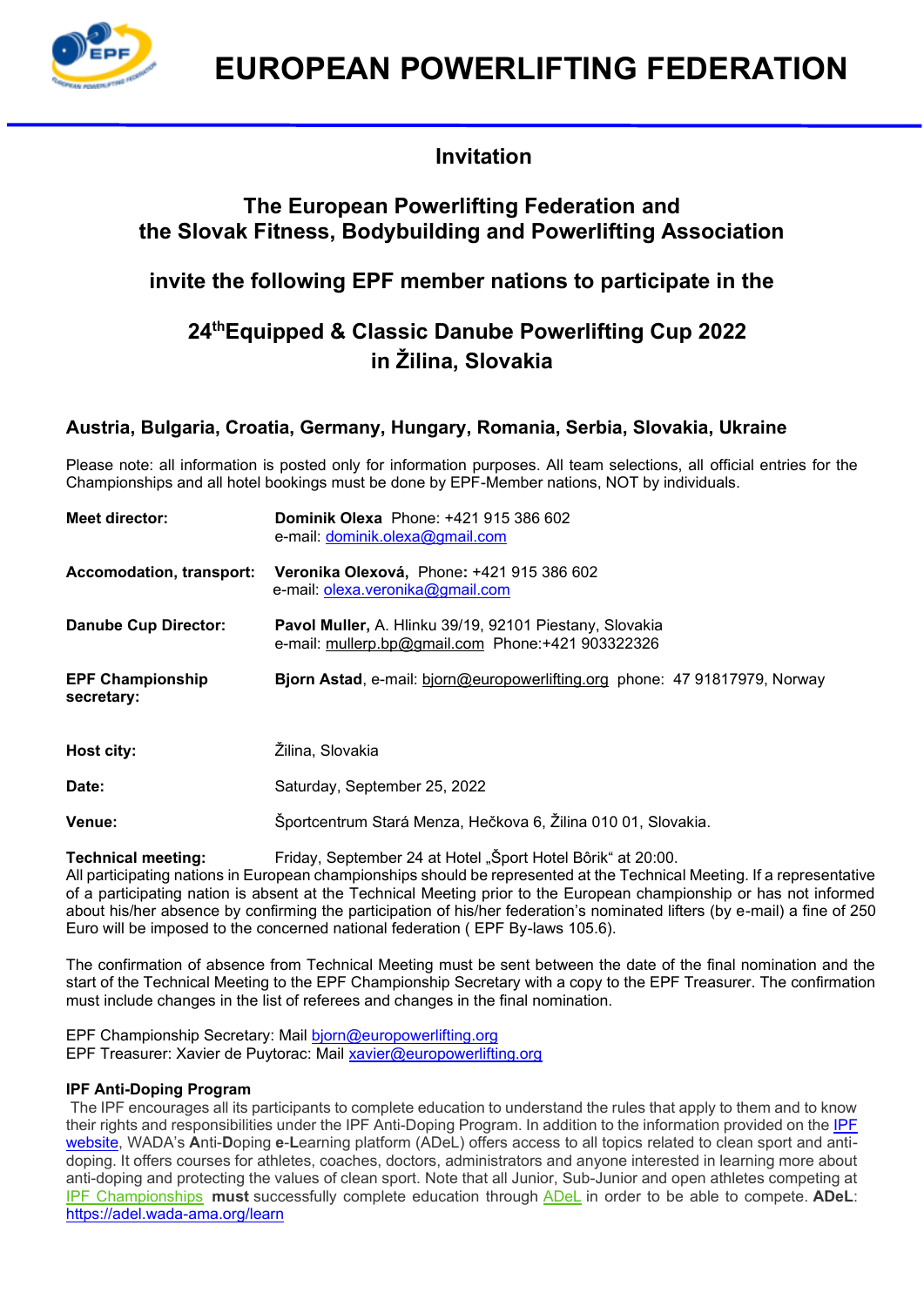# EUROPEAN POWERLIFTING FEDERATION

## Invitation

## The European Powerlifting Federation and the Slovak Fitness, Bodybuilding and Powerlifting Association

## invite the following EPF member nations to participate in the

## 24th Equipped & Classic Danube Powerlifting Cup 2022 in Žilina, Slovakia

### Austria, Bulgaria, Croatia, Germany, Hungary, Romania, Serbia, Slovakia, Ukraine

Please note: all information is posted only for information purposes. All team selections, all official entries for the Championships and all hotel bookings must be done by EPF-Member nations, NOT by individuals.

**Meet director:** **Dominik Olexa** Phone: +421 915 386 602
e-mail: dominik.olexa@gmail.com

**Accomodation, transport:** **Veronika Olexová,** Phone**:** +421 915 386 602
e-mail: olexa.veronika@gmail.com

**Danube Cup Director:** **Pavol Muller,** A. Hlinku 39/19, 92101 Piestany, Slovakia
e-mail: mullerp.bp@gmail.com Phone:+421 903322326

**EPF Championship secretary:** **Bjorn Astad**, e-mail: bjorn@europowerlifting.org phone: 47 91817979, Norway

**Host city:** Žilina, Slovakia

**Date:** Saturday, September 25, 2022

**Venue:** Športcentrum Stará Menza, Hečkova 6, Žilina 010 01, Slovakia.

**Technical meeting:** Friday, September 24 at Hotel „Šport Hotel Bôrik“ at 20:00.
All participating nations in European championships should be represented at the Technical Meeting. If a representative of a participating nation is absent at the Technical Meeting prior to the European championship or has not informed about his/her absence by confirming the participation of his/her federation's nominated lifters (by e-mail) a fine of 250 Euro will be imposed to the concerned national federation ( EPF By-laws 105.6).

The confirmation of absence from Technical Meeting must be sent between the date of the final nomination and the start of the Technical Meeting to the EPF Championship Secretary with a copy to the EPF Treasurer. The confirmation must include changes in the list of referees and changes in the final nomination.

EPF Championship Secretary: Mail bjorn@europowerlifting.org
EPF Treasurer: Xavier de Puytorac: Mail xavier@europowerlifting.org

**IPF Anti-Doping Program**

The IPF encourages all its participants to complete education to understand the rules that apply to them and to know their rights and responsibilities under the IPF Anti-Doping Program. In addition to the information provided on the IPF website, WADA's **A**nti-**D**oping **e**-**L**earning platform (ADeL) offers access to all topics related to clean sport and anti-doping. It offers courses for athletes, coaches, doctors, administrators and anyone interested in learning more about anti-doping and protecting the values of clean sport. Note that all Junior, Sub-Junior and open athletes competing at IPF Championships **must** successfully complete education through ADeL in order to be able to compete. **ADeL**: https://adel.wada-ama.org/learn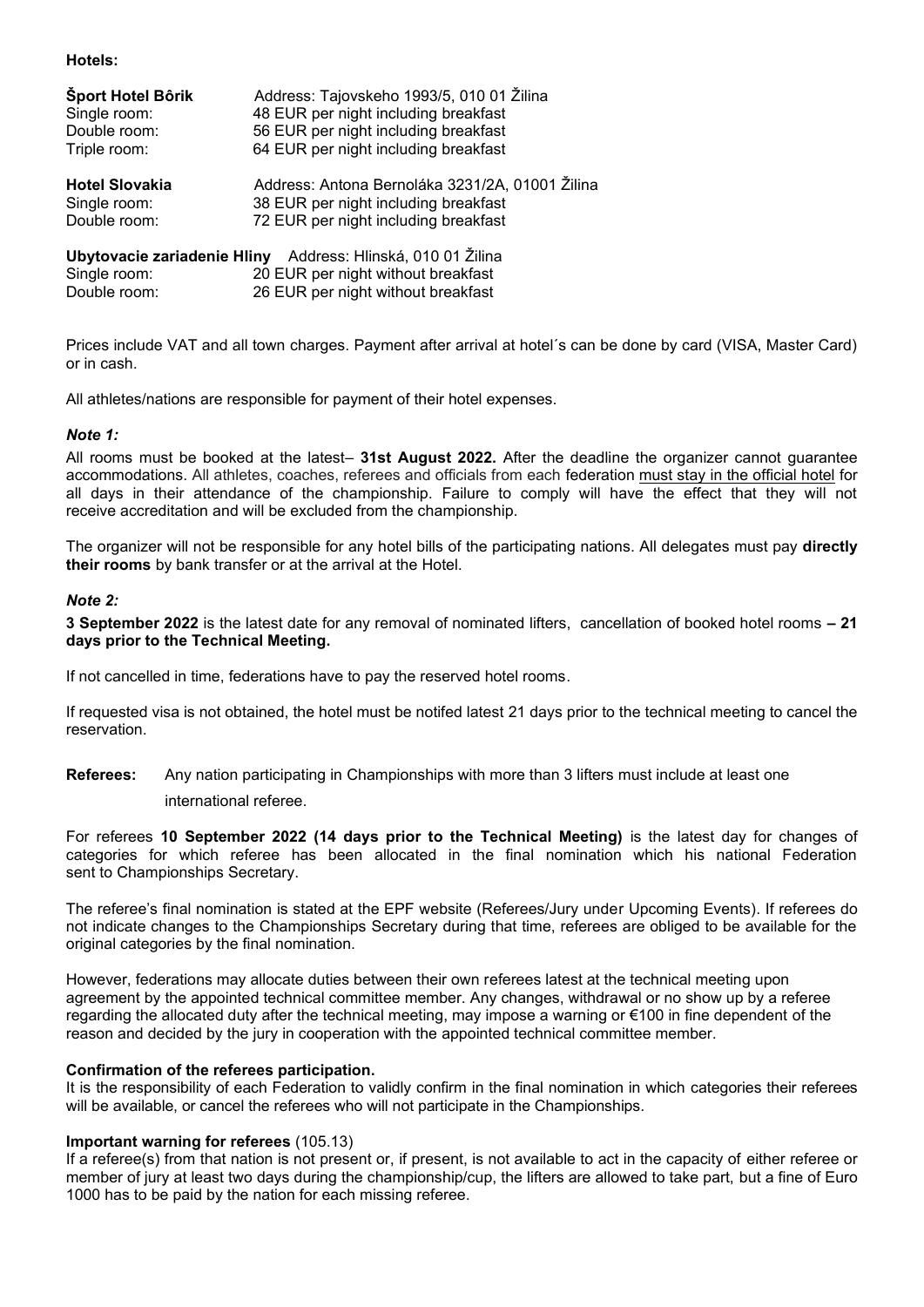**Hotels:**

| | |
|---|---|
| **Šport Hotel Bôrik** | Address: Tajovskeho 1993/5, 010 01 Žilina |
| Single room: | 48 EUR per night including breakfast |
| Double room: | 56 EUR per night including breakfast |
| Triple room: | 64 EUR per night including breakfast |
| **Hotel Slovakia** | Address: Antona Bernoláka 3231/2A, 01001 Žilina |
| Single room: | 38 EUR per night including breakfast |
| Double room: | 72 EUR per night including breakfast |
| **Ubytovacie zariadenie Hliny** | Address: Hlinská, 010 01 Žilina |
| Single room: | 20 EUR per night without breakfast |
| Double room: | 26 EUR per night without breakfast |

Prices include VAT and all town charges. Payment after arrival at hotel´s can be done by card (VISA, Master Card) or in cash.

All athletes/nations are responsible for payment of their hotel expenses.

***Note 1:***

All rooms must be booked at the latest– **31st August 2022.** After the deadline the organizer cannot guarantee accommodations. All athletes, coaches, referees and officials from each federation must stay in the official hotel for all days in their attendance of the championship. Failure to comply will have the effect that they will not receive accreditation and will be excluded from the championship.

The organizer will not be responsible for any hotel bills of the participating nations. All delegates must pay **directly their rooms** by bank transfer or at the arrival at the Hotel.

***Note 2:***

**3 September 2022** is the latest date for any removal of nominated lifters, cancellation of booked hotel rooms **– 21 days prior to the Technical Meeting.**

If not cancelled in time, federations have to pay the reserved hotel rooms.

If requested visa is not obtained, the hotel must be notifed latest 21 days prior to the technical meeting to cancel the reservation.

**Referees:** Any nation participating in Championships with more than 3 lifters must include at least one international referee.

For referees **10 September 2022 (14 days prior to the Technical Meeting)** is the latest day for changes of categories for which referee has been allocated in the final nomination which his national Federation sent to Championships Secretary.

The referee's final nomination is stated at the EPF website (Referees/Jury under Upcoming Events). If referees do not indicate changes to the Championships Secretary during that time, referees are obliged to be available for the original categories by the final nomination.

However, federations may allocate duties between their own referees latest at the technical meeting upon agreement by the appointed technical committee member. Any changes, withdrawal or no show up by a referee regarding the allocated duty after the technical meeting, may impose a warning or €100 in fine dependent of the reason and decided by the jury in cooperation with the appointed technical committee member.

**Confirmation of the referees participation.**

It is the responsibility of each Federation to validly confirm in the final nomination in which categories their referees will be available, or cancel the referees who will not participate in the Championships.

**Important warning for referees** (105.13)

If a referee(s) from that nation is not present or, if present, is not available to act in the capacity of either referee or member of jury at least two days during the championship/cup, the lifters are allowed to take part, but a fine of Euro 1000 has to be paid by the nation for each missing referee.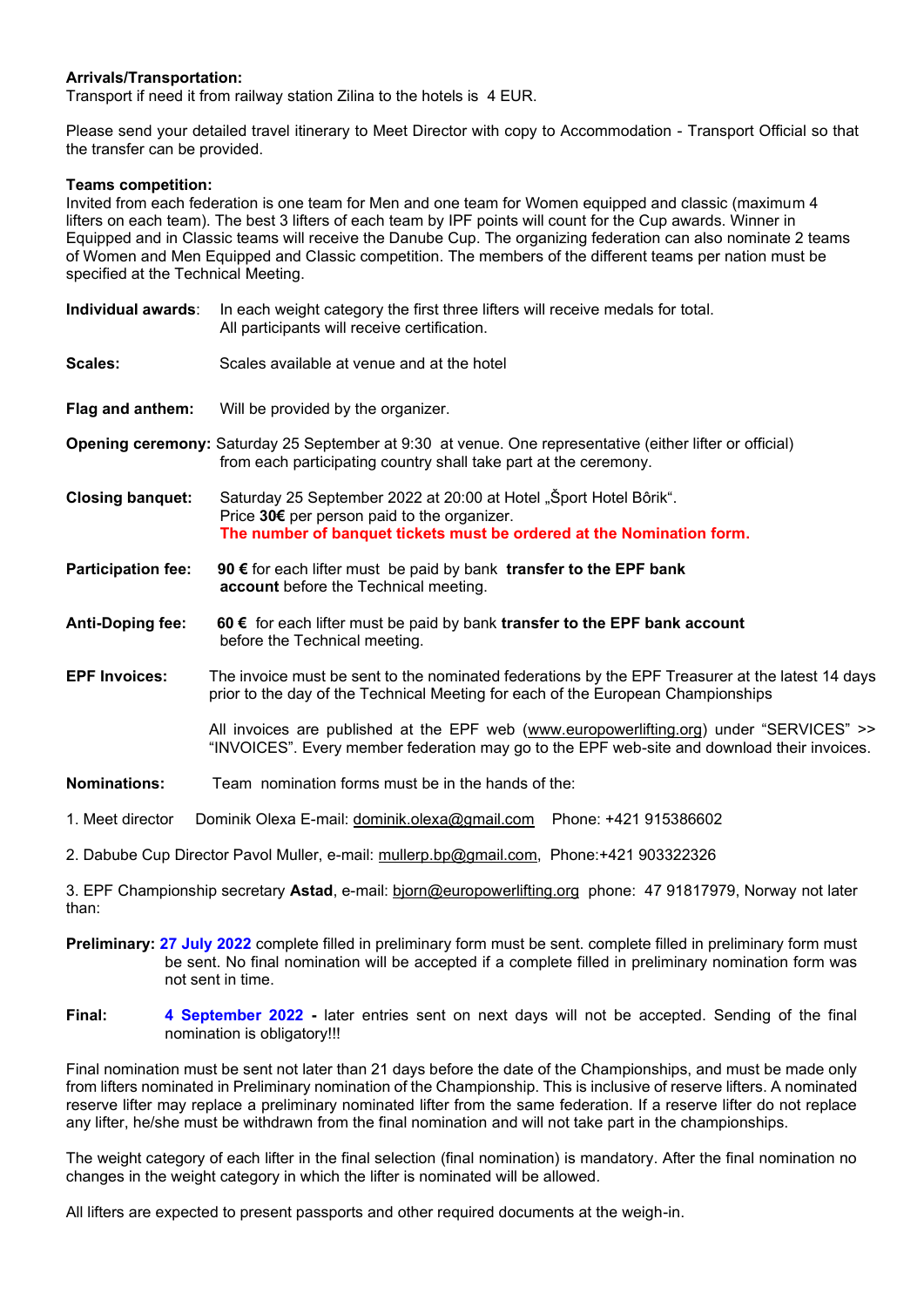**Arrivals/Transportation:**
Transport if need it from railway station Zilina to the hotels is 4 EUR.

Please send your detailed travel itinerary to Meet Director with copy to Accommodation - Transport Official so that the transfer can be provided.

**Teams competition:**
Invited from each federation is one team for Men and one team for Women equipped and classic (maximum 4 lifters on each team). The best 3 lifters of each team by IPF points will count for the Cup awards. Winner in Equipped and in Classic teams will receive the Danube Cup. The organizing federation can also nominate 2 teams of Women and Men Equipped and Classic competition. The members of the different teams per nation must be specified at the Technical Meeting.

**Individual awards**: In each weight category the first three lifters will receive medals for total. All participants will receive certification.

**Scales:** Scales available at venue and at the hotel

**Flag and anthem:** Will be provided by the organizer.

**Opening ceremony:** Saturday 25 September at 9:30 at venue. One representative (either lifter or official) from each participating country shall take part at the ceremony.

**Closing banquet:** Saturday 25 September 2022 at 20:00 at Hotel „Šport Hotel Bôrik“.
Price **30€** per person paid to the organizer.
**The number of banquet tickets must be ordered at the Nomination form.**

**Participation fee:** **90 €** for each lifter must be paid by bank **transfer to the EPF bank account** before the Technical meeting.

**Anti-Doping fee:** **60 €** for each lifter must be paid by bank **transfer to the EPF bank account** before the Technical meeting.

**EPF Invoices:** The invoice must be sent to the nominated federations by the EPF Treasurer at the latest 14 days prior to the day of the Technical Meeting for each of the European Championships

All invoices are published at the EPF web (www.europowerlifting.org) under “SERVICES” >> “INVOICES”. Every member federation may go to the EPF web-site and download their invoices.

**Nominations:** Team nomination forms must be in the hands of the:

1. Meet director Dominik Olexa E-mail: dominik.olexa@gmail.com Phone: +421 915386602

2. Dabube Cup Director Pavol Muller, e-mail: mullerp.bp@gmail.com, Phone:+421 903322326

3. EPF Championship secretary **Astad**, e-mail: bjorn@europowerlifting.org phone: 47 91817979, Norway not later than:

**Preliminary:** **27 July 2022** complete filled in preliminary form must be sent. complete filled in preliminary form must be sent. No final nomination will be accepted if a complete filled in preliminary nomination form was not sent in time.

**Final:** **4 September 2022 -** later entries sent on next days will not be accepted. Sending of the final nomination is obligatory!!!

Final nomination must be sent not later than 21 days before the date of the Championships, and must be made only from lifters nominated in Preliminary nomination of the Championship. This is inclusive of reserve lifters. A nominated reserve lifter may replace a preliminary nominated lifter from the same federation. If a reserve lifter do not replace any lifter, he/she must be withdrawn from the final nomination and will not take part in the championships.

The weight category of each lifter in the final selection (final nomination) is mandatory. After the final nomination no changes in the weight category in which the lifter is nominated will be allowed.

All lifters are expected to present passports and other required documents at the weigh-in.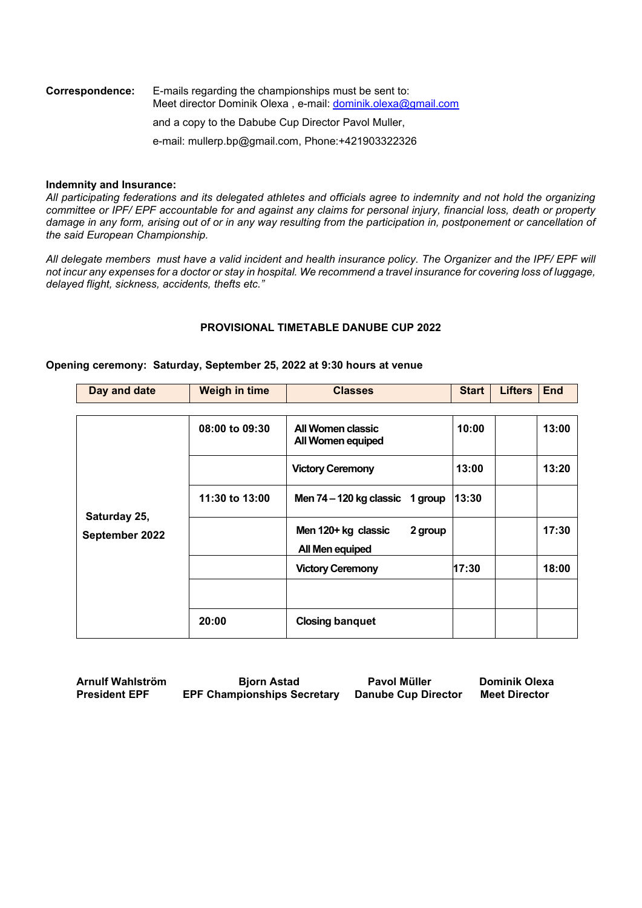**Correspondence:** E-mails regarding the championships must be sent to:
Meet director Dominik Olexa , e-mail: dominik.olexa@gmail.com

and a copy to the Dabube Cup Director Pavol Muller,

e-mail: mullerp.bp@gmail.com, Phone:+421903322326

**Indemnity and Insurance:**

*All participating federations and its delegated athletes and officials agree to indemnity and not hold the organizing committee or IPF/ EPF accountable for and against any claims for personal injury, financial loss, death or property damage in any form, arising out of or in any way resulting from the participation in, postponement or cancellation of the said European Championship.*

*All delegate members must have a valid incident and health insurance policy. The Organizer and the IPF/ EPF will not incur any expenses for a doctor or stay in hospital. We recommend a travel insurance for covering loss of luggage, delayed flight, sickness, accidents, thefts etc."*

**PROVISIONAL TIMETABLE DANUBE CUP 2022**

**Opening ceremony: Saturday, September 25, 2022 at 9:30 hours at venue**

| Day and date | Weigh in time | Classes | Start | Lifters | End |
|---|---|---|---|---|---|
| Saturday 25, September 2022 | 08:00 to 09:30 | All Women classic<br>All Women equiped | 10:00 | | 13:00 |
| | | Victory Ceremony | 13:00 | | 13:20 |
| | 11:30 to 13:00 | Men 74 – 120 kg classic 1 group | 13:30 | | |
| | | Men 120+ kg classic 2 group<br>All Men equiped | | | 17:30 |
| | | Victory Ceremony | 17:30 | | 18:00 |
| | | | | | |
| | 20:00 | Closing banquet | | | |

**Arnulf Wahlström**
**President EPF**

**Bjorn Astad**
**EPF Championships Secretary**

**Pavol Müller**
**Danube Cup Director**

**Dominik Olexa**
**Meet Director**